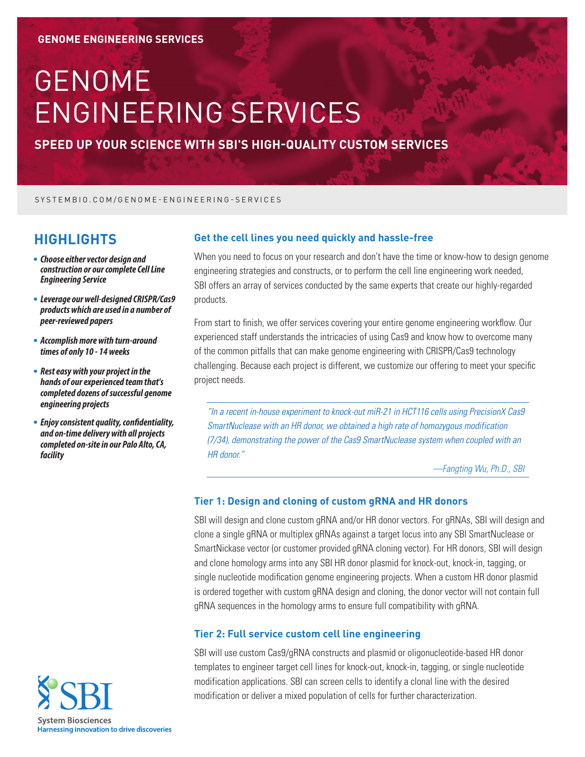GENOME ENGINEERING SERVICES

# GENOME ENGINEERING SERVICES

## SPEED UP YOUR SCIENCE WITH SBI'S HIGH-QUALITY CUSTOM SERVICES

SYSTEMBIO.COM/GENOME-ENGINEERING-SERVICES

## HIGHLIGHTS

- ***Choose either vector design and construction or our complete Cell Line Engineering Service***
- ***Leverage our well-designed CRISPR/Cas9 products which are used in a number of peer-reviewed papers***
- ***Accomplish more with turn-around times of only 10 - 14 weeks***
- ***Rest easy with your project in the hands of our experienced team that's completed dozens of successful genome engineering projects***
- ***Enjoy consistent quality, confidentiality, and on-time delivery with all projects completed on-site in our Palo Alto, CA, facility***

### Get the cell lines you need quickly and hassle-free

When you need to focus on your research and don't have the time or know-how to design genome engineering strategies and constructs, or to perform the cell line engineering work needed, SBI offers an array of services conducted by the same experts that create our highly-regarded products.

From start to finish, we offer services covering your entire genome engineering workflow. Our experienced staff understands the intricacies of using Cas9 and know how to overcome many of the common pitfalls that can make genome engineering with CRISPR/Cas9 technology challenging. Because each project is different, we customize our offering to meet your specific project needs.

> *"In a recent in-house experiment to knock-out miR-21 in HCT116 cells using PrecisionX Cas9 SmartNuclease with an HR donor, we obtained a high rate of homozygous modification (7/34), demonstrating the power of the Cas9 SmartNuclease system when coupled with an HR donor."*
>
> *—Fangting Wu, Ph.D., SBI*

### Tier 1: Design and cloning of custom gRNA and HR donors

SBI will design and clone custom gRNA and/or HR donor vectors. For gRNAs, SBI will design and clone a single gRNA or multiplex gRNAs against a target locus into any SBI SmartNuclease or SmartNickase vector (or customer provided gRNA cloning vector). For HR donors, SBI will design and clone homology arms into any SBI HR donor plasmid for knock-out, knock-in, tagging, or single nucleotide modification genome engineering projects. When a custom HR donor plasmid is ordered together with custom gRNA design and cloning, the donor vector will not contain full gRNA sequences in the homology arms to ensure full compatibility with gRNA.

### Tier 2: Full service custom cell line engineering

SBI will use custom Cas9/gRNA constructs and plasmid or oligonucleotide-based HR donor templates to engineer target cell lines for knock-out, knock-in, tagging, or single nucleotide modification applications. SBI can screen cells to identify a clonal line with the desired modification or deliver a mixed population of cells for further characterization.

SBI
System Biosciences
Harnessing innovation to drive discoveries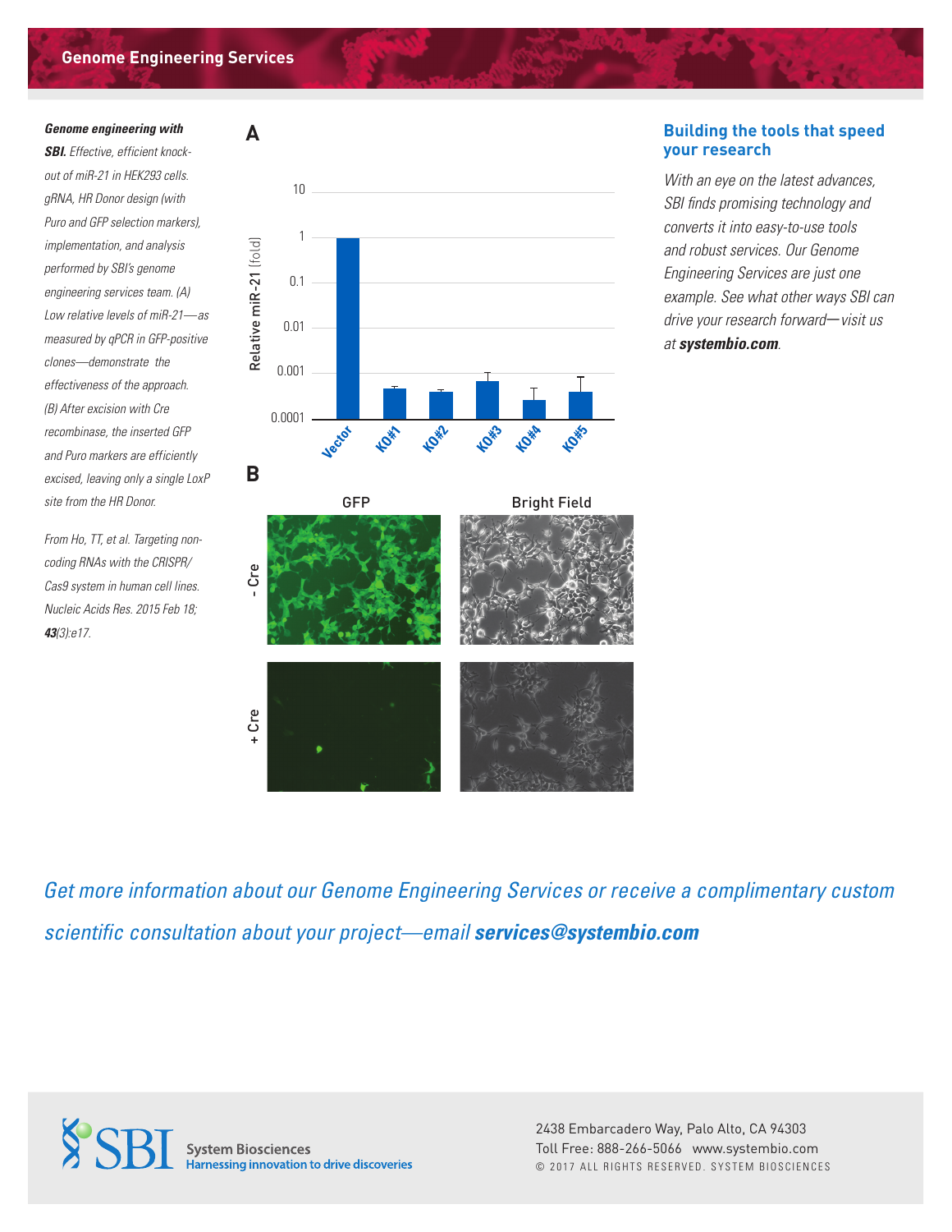## Genome Engineering Services

***Genome engineering with SBI.*** *Effective, efficient knock-out of miR-21 in HEK293 cells. gRNA, HR Donor design (with Puro and GFP selection markers), implementation, and analysis performed by SBI's genome engineering services team. (A) Low relative levels of miR-21—as measured by qPCR in GFP-positive clones—demonstrate the effectiveness of the approach. (B) After excision with Cre recombinase, the inserted GFP and Puro markers are efficiently excised, leaving only a single LoxP site from the HR Donor.*

*From Ho, TT, et al. Targeting non-coding RNAs with the CRISPR/Cas9 system in human cell lines. Nucleic Acids Res. 2015 Feb 18;* ***43****(3):e17.*

A

Relative miR-21 (fold)

10
1
0.1
0.01
0.001
0.0001

Vector
KO#1
KO#2
KO#3
KO#4
KO#5

B

GFP
Bright Field
- Cre
+ Cre

### Building the tools that speed your research

*With an eye on the latest advances, SBI finds promising technology and converts it into easy-to-use tools and robust services. Our Genome Engineering Services are just one example. See what other ways SBI can drive your research forward—visit us at* ***systembio.com****.*

*Get more information about our Genome Engineering Services or receive a complimentary custom scientific consultation about your project—email* ***services@systembio.com***

SBI System Biosciences
Harnessing innovation to drive discoveries

2438 Embarcadero Way, Palo Alto, CA 94303
Toll Free: 888-266-5066 www.systembio.com
© 2017 ALL RIGHTS RESERVED. SYSTEM BIOSCIENCES